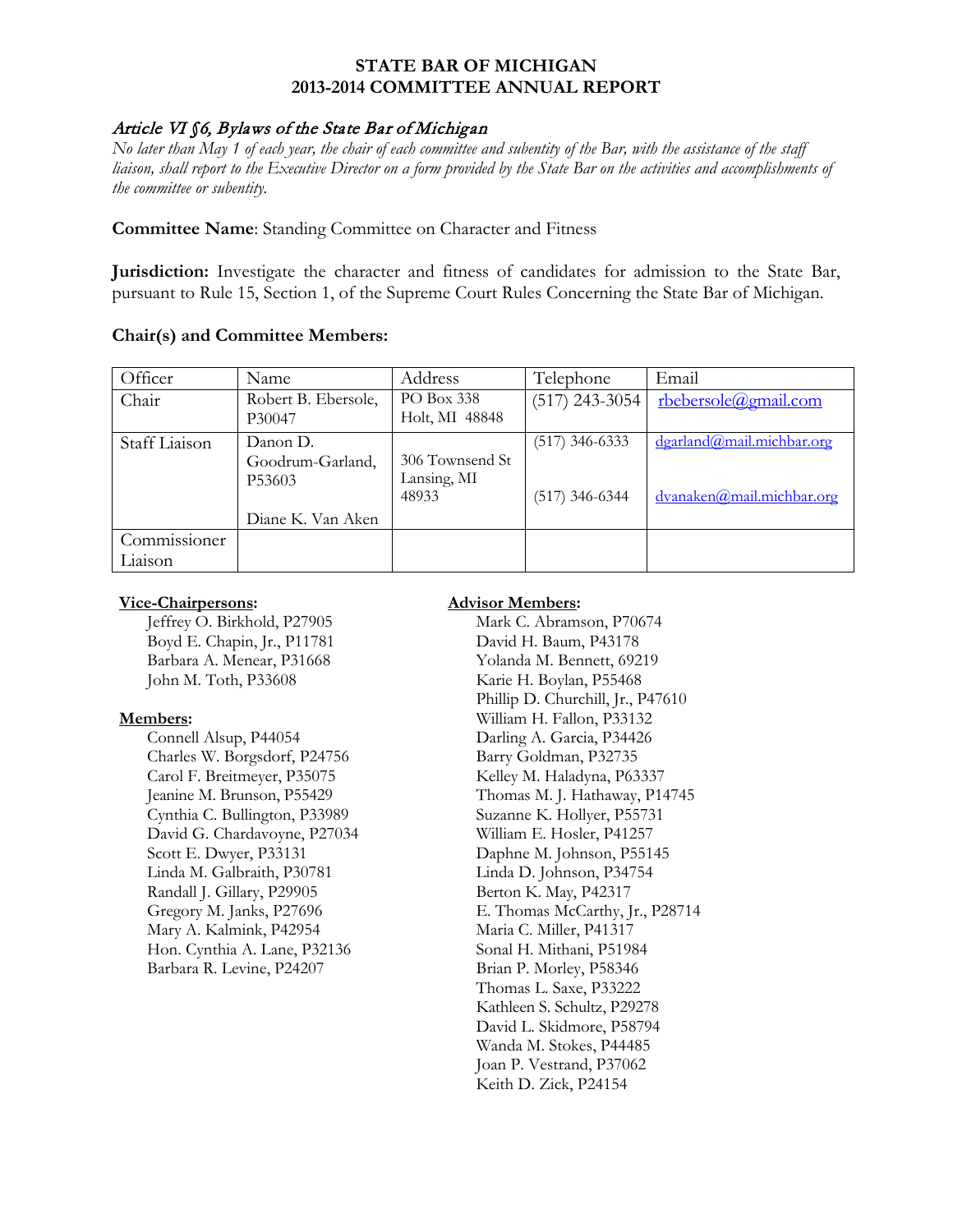# STATE BAR OF MICHIGAN
# 2013-2014 COMMITTEE ANNUAL REPORT

*Article VI §6, Bylaws of the State Bar of Michigan*

*No later than May 1 of each year, the chair of each committee and subentity of the Bar, with the assistance of the staff liaison, shall report to the Executive Director on a form provided by the State Bar on the activities and accomplishments of the committee or subentity.*

**Committee Name**: Standing Committee on Character and Fitness

**Jurisdiction:** Investigate the character and fitness of candidates for admission to the State Bar, pursuant to Rule 15, Section 1, of the Supreme Court Rules Concerning the State Bar of Michigan.

**Chair(s) and Committee Members:**

| Officer | Name | Address | Telephone | Email |
|---|---|---|---|---|
| Chair | Robert B. Ebersole, P30047 | PO Box 338 Holt, MI 48848 | (517) 243-3054 | rbebersole@gmail.com |
| Staff Liaison | Danon D. Goodrum-Garland, P53603<br><br>Diane K. Van Aken | 306 Townsend St Lansing, MI 48933 | (517) 346-6333<br><br>(517) 346-6344 | dgarland@mail.michbar.org<br><br>dvanaken@mail.michbar.org |
| Commissioner Liaison | | | | |

**Vice-Chairpersons:**

- Jeffrey O. Birkhold, P27905
- Boyd E. Chapin, Jr., P11781
- Barbara A. Menear, P31668
- John M. Toth, P33608

**Members:**

- Connell Alsup, P44054
- Charles W. Borgsdorf, P24756
- Carol F. Breitmeyer, P35075
- Jeanine M. Brunson, P55429
- Cynthia C. Bullington, P33989
- David G. Chardavoyne, P27034
- Scott E. Dwyer, P33131
- Linda M. Galbraith, P30781
- Randall J. Gillary, P29905
- Gregory M. Janks, P27696
- Mary A. Kalmink, P42954
- Hon. Cynthia A. Lane, P32136
- Barbara R. Levine, P24207

**Advisor Members:**

- Mark C. Abramson, P70674
- David H. Baum, P43178
- Yolanda M. Bennett, 69219
- Karie H. Boylan, P55468
- Phillip D. Churchill, Jr., P47610
- William H. Fallon, P33132
- Darling A. Garcia, P34426
- Barry Goldman, P32735
- Kelley M. Haladyna, P63337
- Thomas M. J. Hathaway, P14745
- Suzanne K. Hollyer, P55731
- William E. Hosler, P41257
- Daphne M. Johnson, P55145
- Linda D. Johnson, P34754
- Berton K. May, P42317
- E. Thomas McCarthy, Jr., P28714
- Maria C. Miller, P41317
- Sonal H. Mithani, P51984
- Brian P. Morley, P58346
- Thomas L. Saxe, P33222
- Kathleen S. Schultz, P29278
- David L. Skidmore, P58794
- Wanda M. Stokes, P44485
- Joan P. Vestrand, P37062
- Keith D. Zick, P24154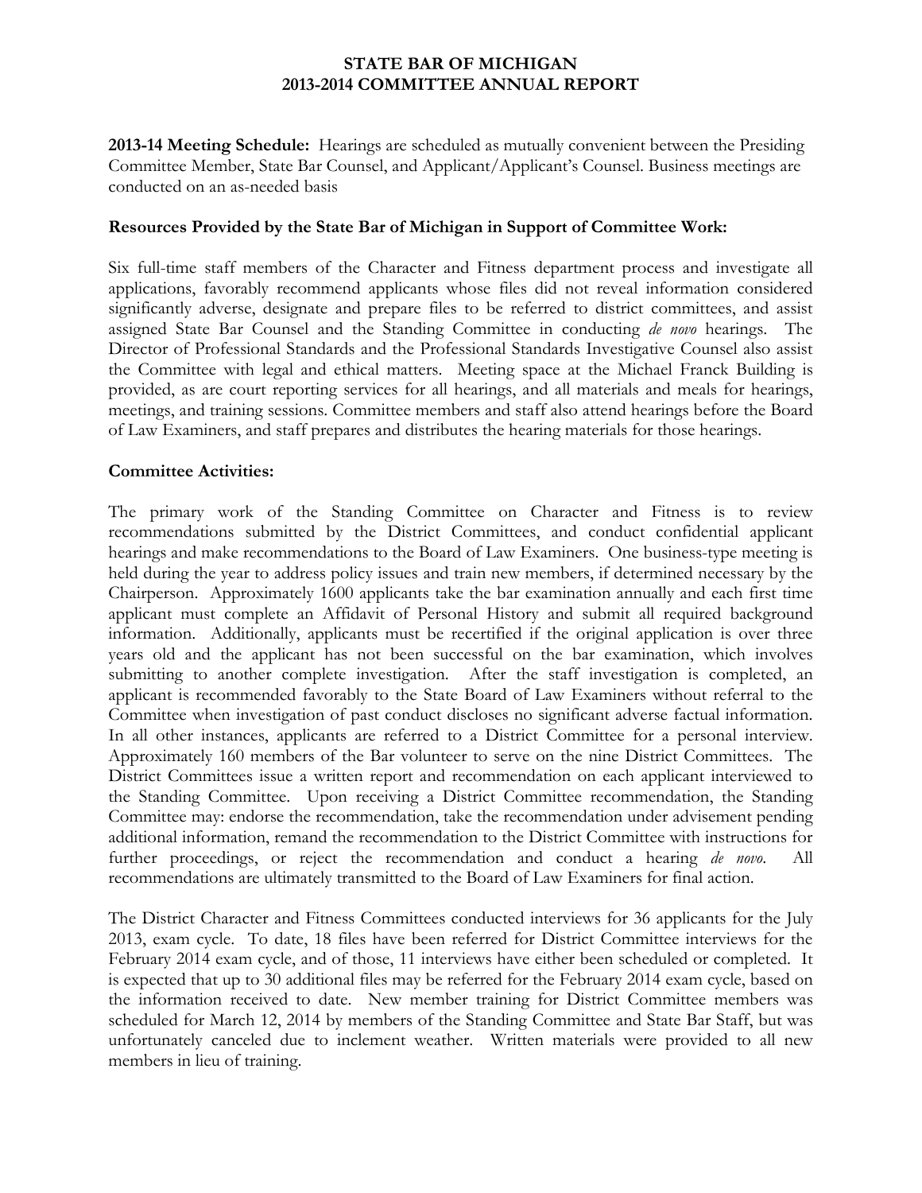**STATE BAR OF MICHIGAN**
**2013-2014 COMMITTEE ANNUAL REPORT**

**2013-14 Meeting Schedule:** Hearings are scheduled as mutually convenient between the Presiding Committee Member, State Bar Counsel, and Applicant/Applicant's Counsel. Business meetings are conducted on an as-needed basis

**Resources Provided by the State Bar of Michigan in Support of Committee Work:**

Six full-time staff members of the Character and Fitness department process and investigate all applications, favorably recommend applicants whose files did not reveal information considered significantly adverse, designate and prepare files to be referred to district committees, and assist assigned State Bar Counsel and the Standing Committee in conducting *de novo* hearings. The Director of Professional Standards and the Professional Standards Investigative Counsel also assist the Committee with legal and ethical matters. Meeting space at the Michael Franck Building is provided, as are court reporting services for all hearings, and all materials and meals for hearings, meetings, and training sessions. Committee members and staff also attend hearings before the Board of Law Examiners, and staff prepares and distributes the hearing materials for those hearings.

**Committee Activities:**

The primary work of the Standing Committee on Character and Fitness is to review recommendations submitted by the District Committees, and conduct confidential applicant hearings and make recommendations to the Board of Law Examiners. One business-type meeting is held during the year to address policy issues and train new members, if determined necessary by the Chairperson. Approximately 1600 applicants take the bar examination annually and each first time applicant must complete an Affidavit of Personal History and submit all required background information. Additionally, applicants must be recertified if the original application is over three years old and the applicant has not been successful on the bar examination, which involves submitting to another complete investigation. After the staff investigation is completed, an applicant is recommended favorably to the State Board of Law Examiners without referral to the Committee when investigation of past conduct discloses no significant adverse factual information. In all other instances, applicants are referred to a District Committee for a personal interview. Approximately 160 members of the Bar volunteer to serve on the nine District Committees. The District Committees issue a written report and recommendation on each applicant interviewed to the Standing Committee. Upon receiving a District Committee recommendation, the Standing Committee may: endorse the recommendation, take the recommendation under advisement pending additional information, remand the recommendation to the District Committee with instructions for further proceedings, or reject the recommendation and conduct a hearing *de novo*. All recommendations are ultimately transmitted to the Board of Law Examiners for final action.

The District Character and Fitness Committees conducted interviews for 36 applicants for the July 2013, exam cycle. To date, 18 files have been referred for District Committee interviews for the February 2014 exam cycle, and of those, 11 interviews have either been scheduled or completed. It is expected that up to 30 additional files may be referred for the February 2014 exam cycle, based on the information received to date. New member training for District Committee members was scheduled for March 12, 2014 by members of the Standing Committee and State Bar Staff, but was unfortunately canceled due to inclement weather. Written materials were provided to all new members in lieu of training.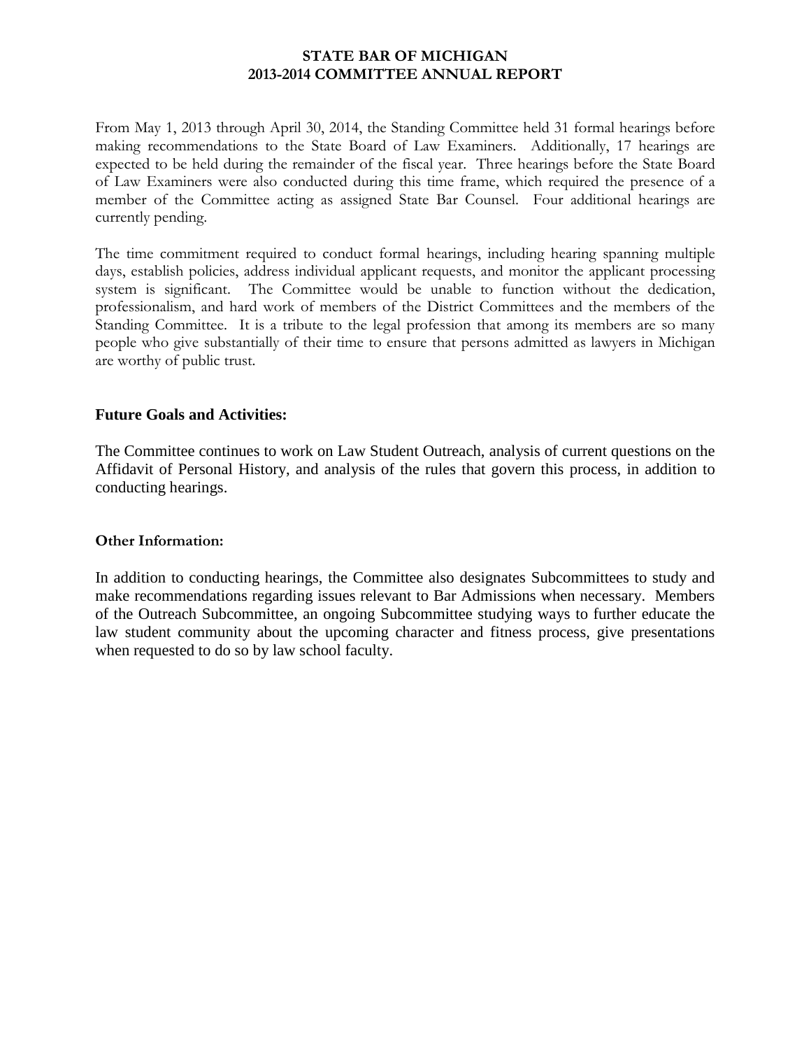**STATE BAR OF MICHIGAN**
**2013-2014 COMMITTEE ANNUAL REPORT**

From May 1, 2013 through April 30, 2014, the Standing Committee held 31 formal hearings before making recommendations to the State Board of Law Examiners. Additionally, 17 hearings are expected to be held during the remainder of the fiscal year. Three hearings before the State Board of Law Examiners were also conducted during this time frame, which required the presence of a member of the Committee acting as assigned State Bar Counsel. Four additional hearings are currently pending.

The time commitment required to conduct formal hearings, including hearing spanning multiple days, establish policies, address individual applicant requests, and monitor the applicant processing system is significant. The Committee would be unable to function without the dedication, professionalism, and hard work of members of the District Committees and the members of the Standing Committee. It is a tribute to the legal profession that among its members are so many people who give substantially of their time to ensure that persons admitted as lawyers in Michigan are worthy of public trust.

### Future Goals and Activities:

The Committee continues to work on Law Student Outreach, analysis of current questions on the Affidavit of Personal History, and analysis of the rules that govern this process, in addition to conducting hearings.

### Other Information:

In addition to conducting hearings, the Committee also designates Subcommittees to study and make recommendations regarding issues relevant to Bar Admissions when necessary. Members of the Outreach Subcommittee, an ongoing Subcommittee studying ways to further educate the law student community about the upcoming character and fitness process, give presentations when requested to do so by law school faculty.